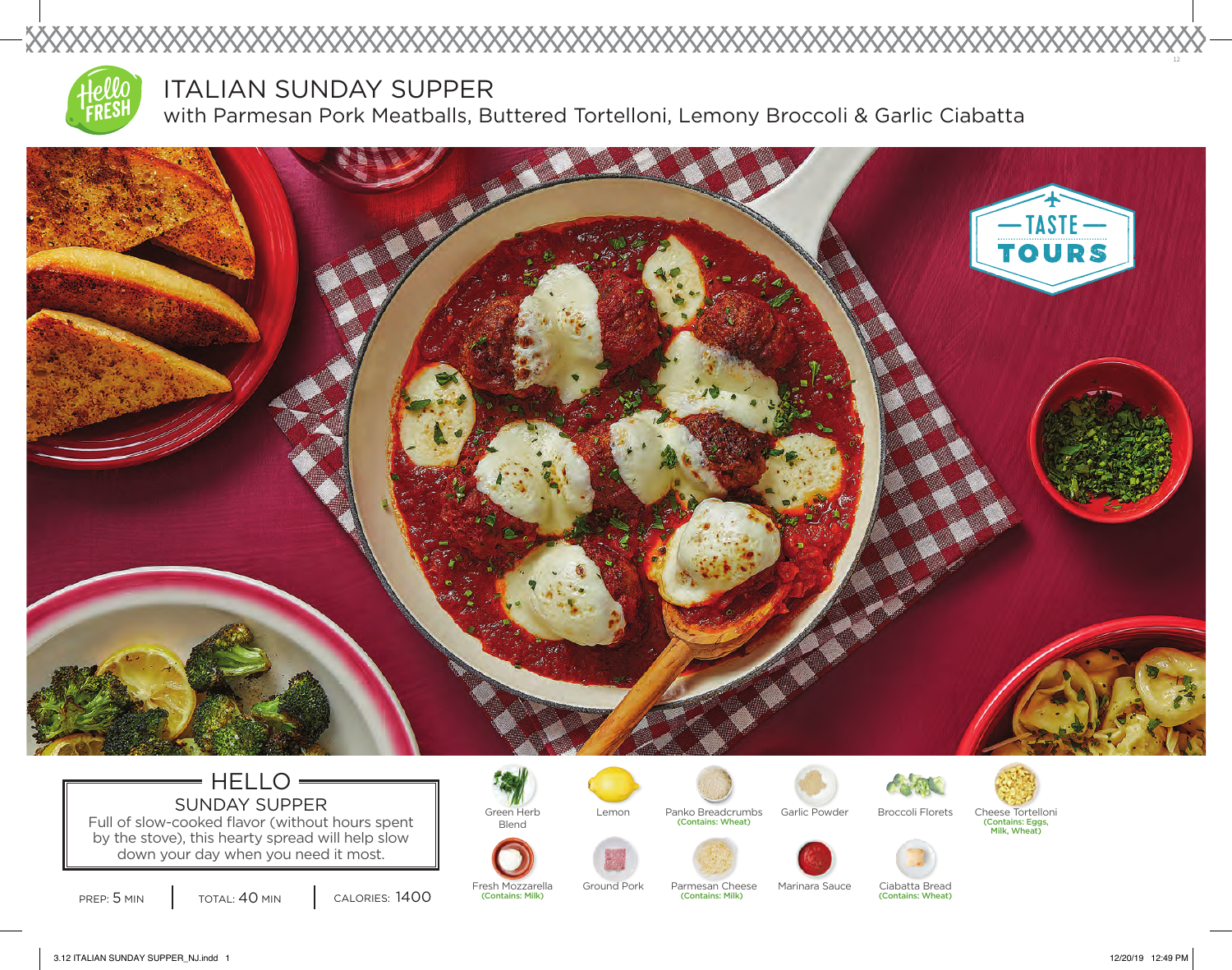# ITALIAN SUNDAY SUPPER

## with Parmesan Pork Meatballs, Buttered Tortelloni, Lemony Broccoli & Garlic Ciabatta

TASTE TOURS

## HELLO

### SUNDAY SUPPER

Full of slow-cooked flavor (without hours spent by the stove), this hearty spread will help slow down your day when you need it most.

PREP: 5 MIN | TOTAL: 40 MIN | CALORIES: 1400

- Green Herb Blend
- Lemon
- Panko Breadcrumbs (Contains: Wheat)
- Garlic Powder
- Broccoli Florets
- Cheese Tortelloni (Contains: Eggs, Milk, Wheat)
- Fresh Mozzarella (Contains: Milk)
- Ground Pork
- Parmesan Cheese (Contains: Milk)
- Marinara Sauce
- Ciabatta Bread (Contains: Wheat)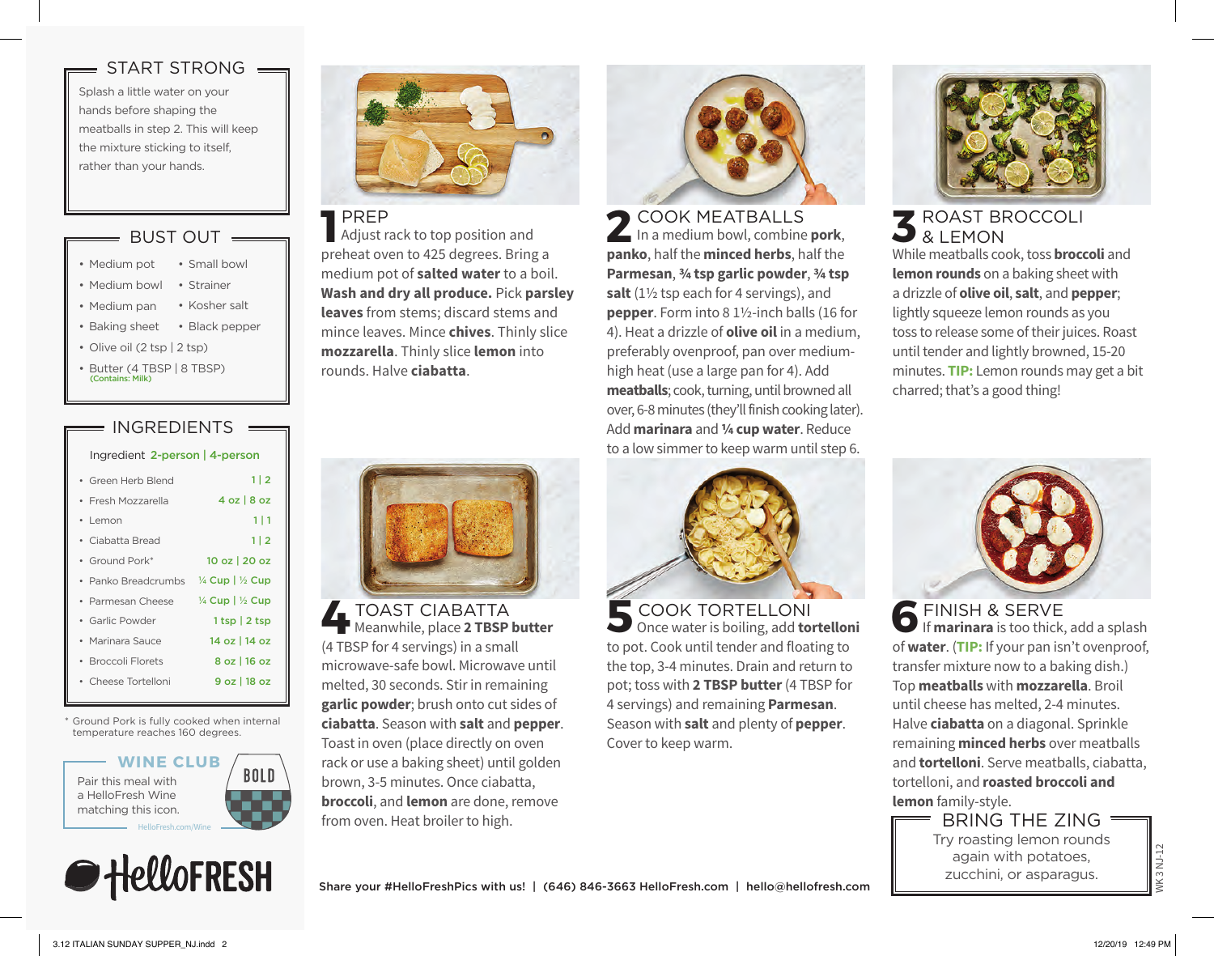## START STRONG

Splash a little water on your hands before shaping the meatballs in step 2. This will keep the mixture sticking to itself, rather than your hands.

## BUST OUT

- Medium pot
- Medium bowl
- Medium pan
- Baking sheet
- Olive oil (2 tsp | 2 tsp)
- Butter (4 TBSP | 8 TBSP) (Contains: Milk)
- Small bowl
- Strainer
- Kosher salt
- Black pepper

## INGREDIENTS

| Ingredient | 2-person \| 4-person |
|---|---|
| Green Herb Blend | 1 \| 2 |
| Fresh Mozzarella | 4 oz \| 8 oz |
| Lemon | 1 \| 1 |
| Ciabatta Bread | 1 \| 2 |
| Ground Pork* | 10 oz \| 20 oz |
| Panko Breadcrumbs | ¼ Cup \| ½ Cup |
| Parmesan Cheese | ¼ Cup \| ½ Cup |
| Garlic Powder | 1 tsp \| 2 tsp |
| Marinara Sauce | 14 oz \| 14 oz |
| Broccoli Florets | 8 oz \| 16 oz |
| Cheese Tortelloni | 9 oz \| 18 oz |

\* Ground Pork is fully cooked when internal temperature reaches 160 degrees.

## WINE CLUB

Pair this meal with a HelloFresh Wine matching this icon.

BOLD

HelloFresh.com/Wine

HelloFRESH

## 1 PREP

Adjust rack to top position and preheat oven to 425 degrees. Bring a medium pot of **salted water** to a boil. **Wash and dry all produce.** Pick **parsley leaves** from stems; discard stems and mince leaves. Mince **chives**. Thinly slice **mozzarella**. Thinly slice **lemon** into rounds. Halve **ciabatta**.

## 2 COOK MEATBALLS

In a medium bowl, combine **pork**, **panko**, half the **minced herbs**, half the **Parmesan**, **¾ tsp garlic powder**, **¾ tsp salt** (1½ tsp each for 4 servings), and **pepper**. Form into 8 1½-inch balls (16 for 4). Heat a drizzle of **olive oil** in a medium, preferably ovenproof, pan over medium-high heat (use a large pan for 4). Add **meatballs**; cook, turning, until browned all over, 6-8 minutes (they'll finish cooking later). Add **marinara** and **¼ cup water**. Reduce to a low simmer to keep warm until step 6.

## 3 ROAST BROCCOLI & LEMON

While meatballs cook, toss **broccoli** and **lemon rounds** on a baking sheet with a drizzle of **olive oil**, **salt**, and **pepper**; lightly squeeze lemon rounds as you toss to release some of their juices. Roast until tender and lightly browned, 15-20 minutes. **TIP:** Lemon rounds may get a bit charred; that's a good thing!

## 4 TOAST CIABATTA

Meanwhile, place **2 TBSP butter** (4 TBSP for 4 servings) in a small microwave-safe bowl. Microwave until melted, 30 seconds. Stir in remaining **garlic powder**; brush onto cut sides of **ciabatta**. Season with **salt** and **pepper**. Toast in oven (place directly on oven rack or use a baking sheet) until golden brown, 3-5 minutes. Once ciabatta, **broccoli**, and **lemon** are done, remove from oven. Heat broiler to high.

## 5 COOK TORTELLONI

Once water is boiling, add **tortelloni** to pot. Cook until tender and floating to the top, 3-4 minutes. Drain and return to pot; toss with **2 TBSP butter** (4 TBSP for 4 servings) and remaining **Parmesan**. Season with **salt** and plenty of **pepper**. Cover to keep warm.

## 6 FINISH & SERVE

If **marinara** is too thick, add a splash of **water**. (**TIP:** If your pan isn't ovenproof, transfer mixture now to a baking dish.) Top **meatballs** with **mozzarella**. Broil until cheese has melted, 2-4 minutes. Halve **ciabatta** on a diagonal. Sprinkle remaining **minced herbs** over meatballs and **tortelloni**. Serve meatballs, ciabatta, tortelloni, and **roasted broccoli and lemon** family-style.

## BRING THE ZING

Try roasting lemon rounds again with potatoes, zucchini, or asparagus.

Share your #HelloFreshPics with us! | (646) 846-3663 HelloFresh.com | hello@hellofresh.com

WK 3 NJ-12